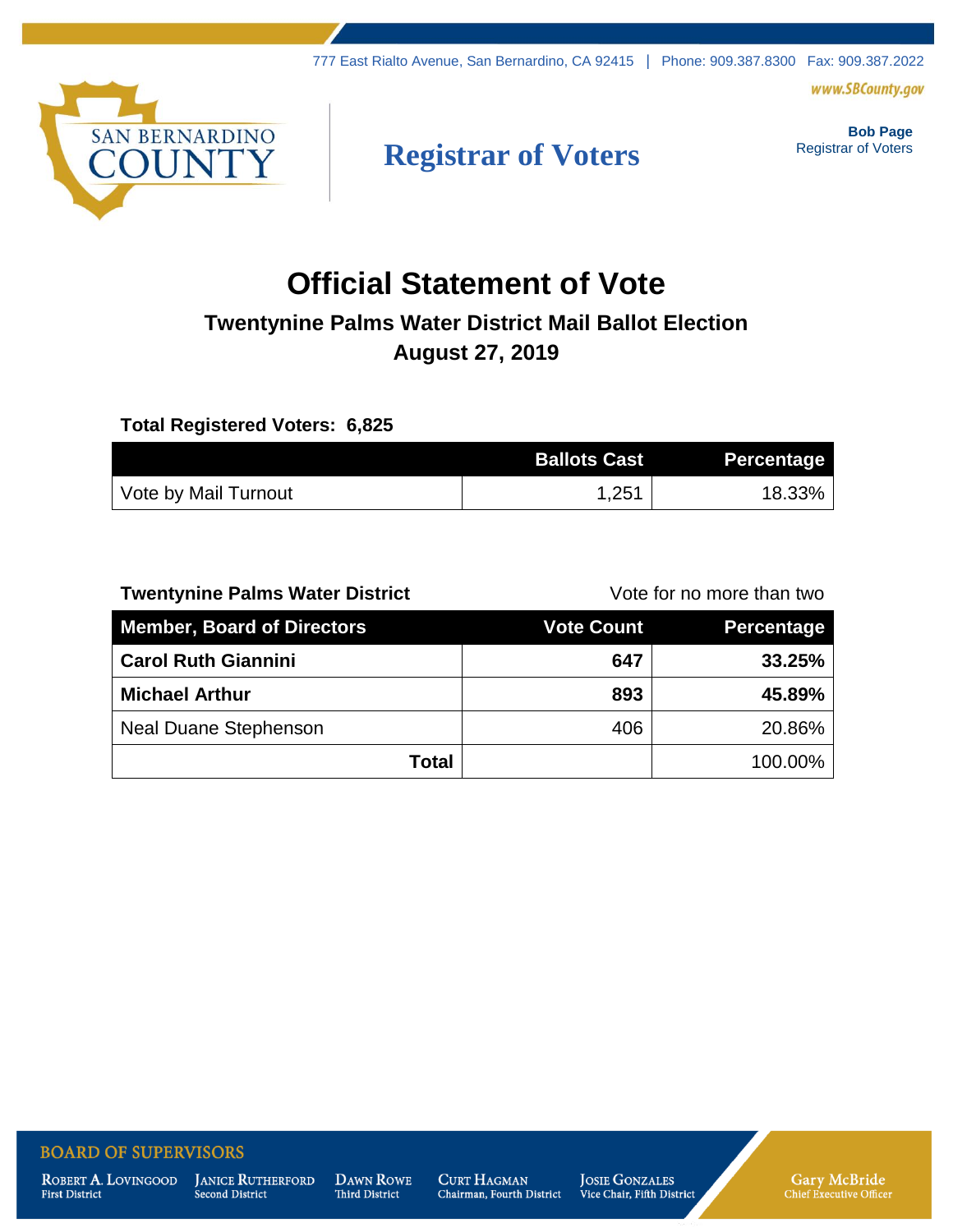777 East Rialto Avenue, San Bernardino, CA 92415 | Phone: 909.387.8300 Fax: 909.387.2022

www.SBCounty.gov

SAN BERNARDINO COUNTY

# Registrar of Voters

**Bob Page**
Registrar of Voters

# Official Statement of Vote

## Twentynine Palms Water District Mail Ballot Election
## August 27, 2019

**Total Registered Voters: 6,825**

| | Ballots Cast | Percentage |
|---|---|---|
| Vote by Mail Turnout | 1,251 | 18.33% |

**Twentynine Palms Water District** — Vote for no more than two

| Member, Board of Directors | Vote Count | Percentage |
|---|---|---|
| **Carol Ruth Giannini** | **647** | **33.25%** |
| **Michael Arthur** | **893** | **45.89%** |
| Neal Duane Stephenson | 406 | 20.86% |
| **Total** | | 100.00% |

BOARD OF SUPERVISORS

Robert A. Lovingood, First District | Janice Rutherford, Second District | Dawn Rowe, Third District | Curt Hagman, Chairman, Fourth District | Josie Gonzales, Vice Chair, Fifth District

Gary McBride, Chief Executive Officer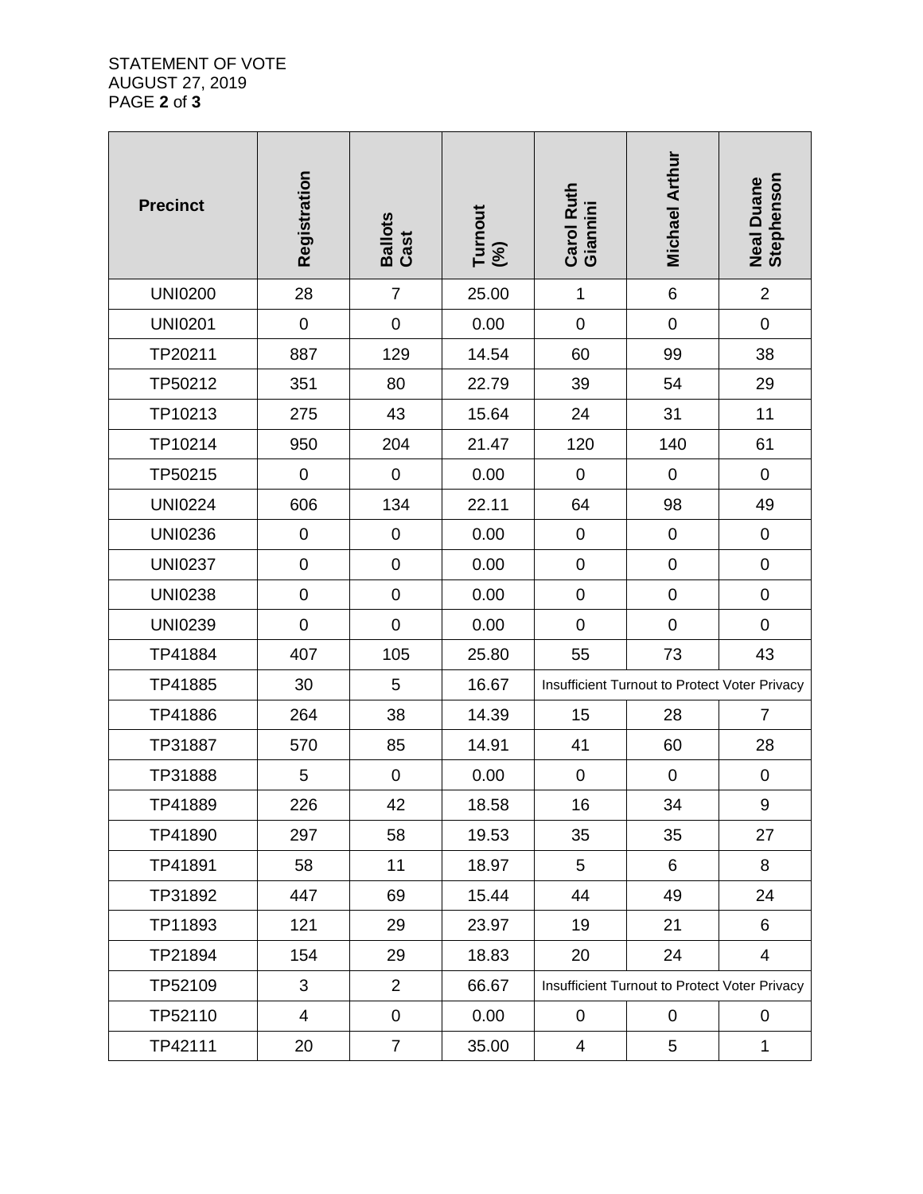STATEMENT OF VOTE
AUGUST 27, 2019

| Precinct | Registration | Ballots Cast | Turnout (%) | Carol Ruth Giannini | Michael Arthur | Neal Duane Stephenson |
|---|---|---|---|---|---|---|
| UNI0200 | 28 | 7 | 25.00 | 1 | 6 | 2 |
| UNI0201 | 0 | 0 | 0.00 | 0 | 0 | 0 |
| TP20211 | 887 | 129 | 14.54 | 60 | 99 | 38 |
| TP50212 | 351 | 80 | 22.79 | 39 | 54 | 29 |
| TP10213 | 275 | 43 | 15.64 | 24 | 31 | 11 |
| TP10214 | 950 | 204 | 21.47 | 120 | 140 | 61 |
| TP50215 | 0 | 0 | 0.00 | 0 | 0 | 0 |
| UNI0224 | 606 | 134 | 22.11 | 64 | 98 | 49 |
| UNI0236 | 0 | 0 | 0.00 | 0 | 0 | 0 |
| UNI0237 | 0 | 0 | 0.00 | 0 | 0 | 0 |
| UNI0238 | 0 | 0 | 0.00 | 0 | 0 | 0 |
| UNI0239 | 0 | 0 | 0.00 | 0 | 0 | 0 |
| TP41884 | 407 | 105 | 25.80 | 55 | 73 | 43 |
| TP41885 | 30 | 5 | 16.67 | Insufficient Turnout to Protect Voter Privacy | | |
| TP41886 | 264 | 38 | 14.39 | 15 | 28 | 7 |
| TP31887 | 570 | 85 | 14.91 | 41 | 60 | 28 |
| TP31888 | 5 | 0 | 0.00 | 0 | 0 | 0 |
| TP41889 | 226 | 42 | 18.58 | 16 | 34 | 9 |
| TP41890 | 297 | 58 | 19.53 | 35 | 35 | 27 |
| TP41891 | 58 | 11 | 18.97 | 5 | 6 | 8 |
| TP31892 | 447 | 69 | 15.44 | 44 | 49 | 24 |
| TP11893 | 121 | 29 | 23.97 | 19 | 21 | 6 |
| TP21894 | 154 | 29 | 18.83 | 20 | 24 | 4 |
| TP52109 | 3 | 2 | 66.67 | Insufficient Turnout to Protect Voter Privacy | | |
| TP52110 | 4 | 0 | 0.00 | 0 | 0 | 0 |
| TP42111 | 20 | 7 | 35.00 | 4 | 5 | 1 |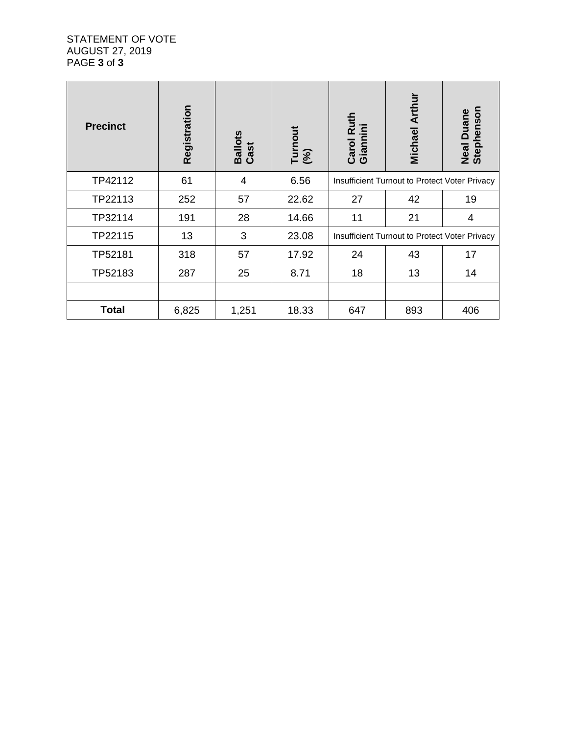STATEMENT OF VOTE
AUGUST 27, 2019

| Precinct | Registration | Ballots Cast | Turnout (%) | Carol Ruth Giannini | Michael Arthur | Neal Duane Stephenson |
|---|---|---|---|---|---|---|
| TP42112 | 61 | 4 | 6.56 | Insufficient Turnout to Protect Voter Privacy | | |
| TP22113 | 252 | 57 | 22.62 | 27 | 42 | 19 |
| TP32114 | 191 | 28 | 14.66 | 11 | 21 | 4 |
| TP22115 | 13 | 3 | 23.08 | Insufficient Turnout to Protect Voter Privacy | | |
| TP52181 | 318 | 57 | 17.92 | 24 | 43 | 17 |
| TP52183 | 287 | 25 | 8.71 | 18 | 13 | 14 |
| | | | | | | |
| **Total** | 6,825 | 1,251 | 18.33 | 647 | 893 | 406 |